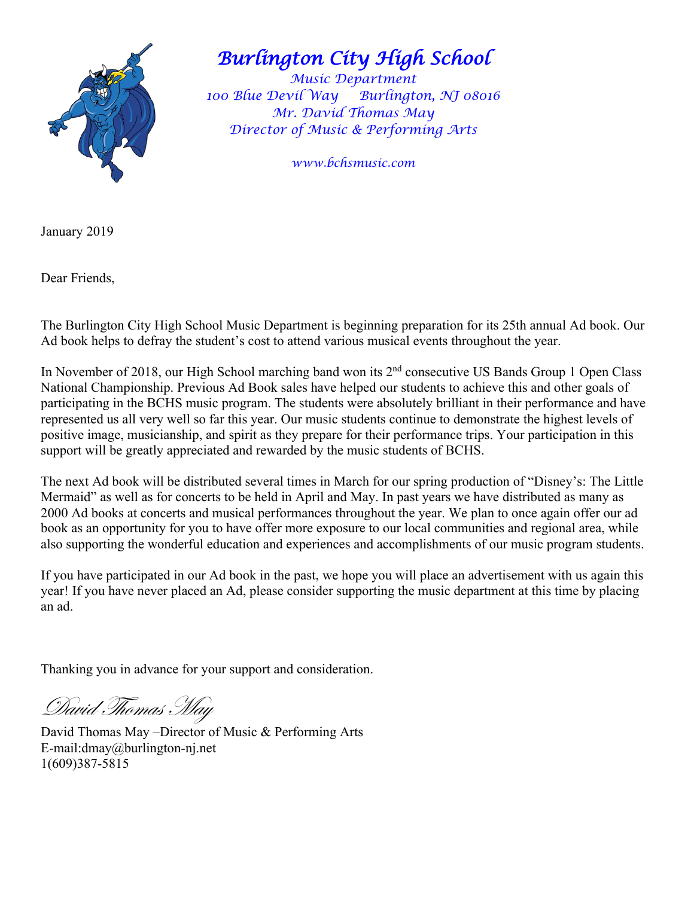# Burlington City High School

*Music Department*
*100 Blue Devil Way     Burlington, NJ 08016*
*Mr. David Thomas May*
*Director of Music & Performing Arts*

*www.bchsmusic.com*

January 2019

Dear Friends,

The Burlington City High School Music Department is beginning preparation for its 25th annual Ad book. Our Ad book helps to defray the student's cost to attend various musical events throughout the year.

In November of 2018, our High School marching band won its 2nd consecutive US Bands Group 1 Open Class National Championship. Previous Ad Book sales have helped our students to achieve this and other goals of participating in the BCHS music program. The students were absolutely brilliant in their performance and have represented us all very well so far this year. Our music students continue to demonstrate the highest levels of positive image, musicianship, and spirit as they prepare for their performance trips. Your participation in this support will be greatly appreciated and rewarded by the music students of BCHS.

The next Ad book will be distributed several times in March for our spring production of "Disney's: The Little Mermaid" as well as for concerts to be held in April and May. In past years we have distributed as many as 2000 Ad books at concerts and musical performances throughout the year. We plan to once again offer our ad book as an opportunity for you to have offer more exposure to our local communities and regional area, while also supporting the wonderful education and experiences and accomplishments of our music program students.

If you have participated in our Ad book in the past, we hope you will place an advertisement with us again this year! If you have never placed an Ad, please consider supporting the music department at this time by placing an ad.

Thanking you in advance for your support and consideration.

*David Thomas May*

David Thomas May –Director of Music & Performing Arts
E-mail:dmay@burlington-nj.net
1(609)387-5815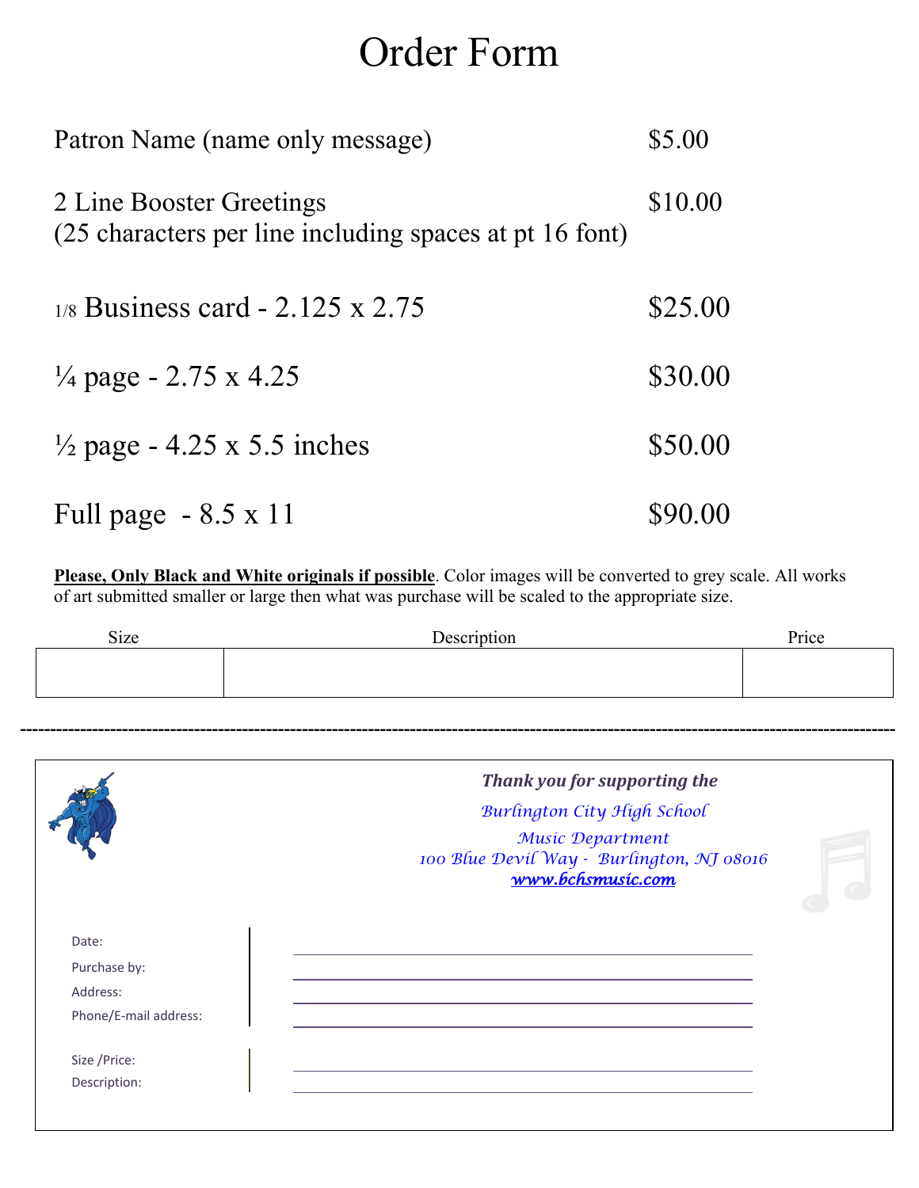# Order Form

| | |
|---|---|
| Patron Name (name only message) | $5.00 |
| 2 Line Booster Greetings<br>(25 characters per line including spaces at pt 16 font) | $10.00 |
| 1/8 Business card - 2.125 x 2.75 | $25.00 |
| ¼ page - 2.75 x 4.25 | $30.00 |
| ½ page - 4.25 x 5.5 inches | $50.00 |
| Full page - 8.5 x 11 | $90.00 |

**Please, Only Black and White originals if possible**. Color images will be converted to grey scale. All works of art submitted smaller or large then what was purchase will be scaled to the appropriate size.

| Size | Description | Price |
|---|---|---|
| | | |

---

***Thank you for supporting the***

*Burlington City High School*

*Music Department*

*100 Blue Devil Way - Burlington, NJ 08016*

*www.bchsmusic.com*

Date: ______________________

Purchase by: ______________________

Address: ______________________

Phone/E-mail address: ______________________

Size /Price: ______________________

Description: ______________________